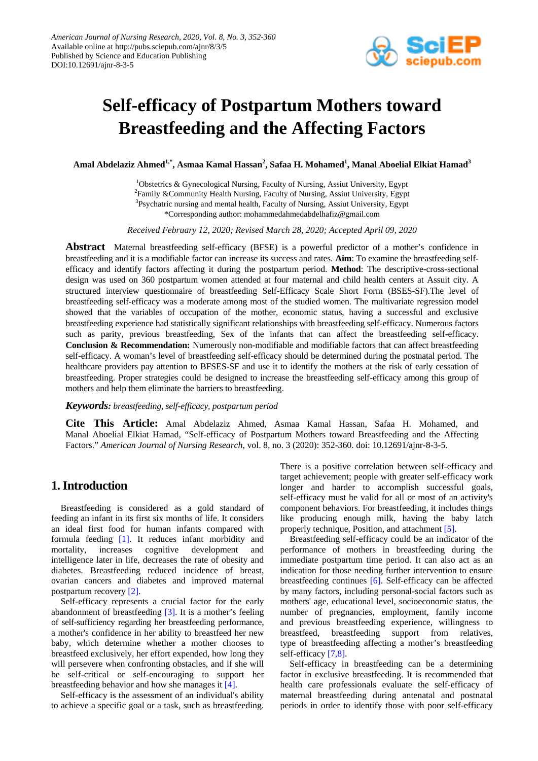American Journal of Nursing Research, 2020, Vol. 8, No. 3, 352-360
Available online at http://pubs.sciepub.com/ajnr/8/3/5
Published by Science and Education Publishing
DOI:10.12691/ajnr-8-3-5

# Self-efficacy of Postpartum Mothers toward Breastfeeding and the Affecting Factors

**Amal Abdelaziz Ahmed[1,*], Asmaa Kamal Hassan[2], Safaa H. Mohamed[1], Manal Aboelial Elkiat Hamad[3]**

[1]Obstetrics & Gynecological Nursing, Faculty of Nursing, Assiut University, Egypt
[2]Family &Community Health Nursing, Faculty of Nursing, Assiut University, Egypt
[3]Psychatric nursing and mental health, Faculty of Nursing, Assiut University, Egypt
*Corresponding author: mohammedahmedabdelhafiz@gmail.com

*Received February 12, 2020; Revised March 28, 2020; Accepted April 09, 2020*

**Abstract** Maternal breastfeeding self-efficacy (BFSE) is a powerful predictor of a mother's confidence in breastfeeding and it is a modifiable factor can increase its success and rates. **Aim**: To examine the breastfeeding self-efficacy and identify factors affecting it during the postpartum period. **Method**: The descriptive-cross-sectional design was used on 360 postpartum women attended at four maternal and child health centers at Assuit city. A structured interview questionnaire of breastfeeding Self-Efficacy Scale Short Form (BSES-SF).The level of breastfeeding self-efficacy was a moderate among most of the studied women. The multivariate regression model showed that the variables of occupation of the mother, economic status, having a successful and exclusive breastfeeding experience had statistically significant relationships with breastfeeding self-efficacy. Numerous factors such as parity, previous breastfeeding, Sex of the infants that can affect the breastfeeding self-efficacy. **Conclusion & Recommendation:** Numerously non-modifiable and modifiable factors that can affect breastfeeding self-efficacy. A woman's level of breastfeeding self-efficacy should be determined during the postnatal period. The healthcare providers pay attention to BFSES-SF and use it to identify the mothers at the risk of early cessation of breastfeeding. Proper strategies could be designed to increase the breastfeeding self-efficacy among this group of mothers and help them eliminate the barriers to breastfeeding.

***Keywords:*** *breastfeeding, self-efficacy, postpartum period*

**Cite This Article:** Amal Abdelaziz Ahmed, Asmaa Kamal Hassan, Safaa H. Mohamed, and Manal Aboelial Elkiat Hamad, "Self-efficacy of Postpartum Mothers toward Breastfeeding and the Affecting Factors." *American Journal of Nursing Research*, vol. 8, no. 3 (2020): 352-360. doi: 10.12691/ajnr-8-3-5.

## 1. Introduction

Breastfeeding is considered as a gold standard of feeding an infant in its first six months of life. It considers an ideal first food for human infants compared with formula feeding [1]. It reduces infant morbidity and mortality, increases cognitive development and intelligence later in life, decreases the rate of obesity and diabetes. Breastfeeding reduced incidence of breast, ovarian cancers and diabetes and improved maternal postpartum recovery [2].

Self-efficacy represents a crucial factor for the early abandonment of breastfeeding [3]. It is a mother's feeling of self-sufficiency regarding her breastfeeding performance, a mother's confidence in her ability to breastfeed her new baby, which determine whether a mother chooses to breastfeed exclusively, her effort expended, how long they will persevere when confronting obstacles, and if she will be self-critical or self-encouraging to support her breastfeeding behavior and how she manages it [4].

Self-efficacy is the assessment of an individual's ability to achieve a specific goal or a task, such as breastfeeding. There is a positive correlation between self-efficacy and target achievement; people with greater self-efficacy work longer and harder to accomplish successful goals, self-efficacy must be valid for all or most of an activity's component behaviors. For breastfeeding, it includes things like producing enough milk, having the baby latch properly technique, Position, and attachment [5].

Breastfeeding self-efficacy could be an indicator of the performance of mothers in breastfeeding during the immediate postpartum time period. It can also act as an indication for those needing further intervention to ensure breastfeeding continues [6]. Self-efficacy can be affected by many factors, including personal-social factors such as mothers' age, educational level, socioeconomic status, the number of pregnancies, employment, family income and previous breastfeeding experience, willingness to breastfeed, breastfeeding support from relatives, type of breastfeeding affecting a mother's breastfeeding self-efficacy [7,8].

Self-efficacy in breastfeeding can be a determining factor in exclusive breastfeeding. It is recommended that health care professionals evaluate the self-efficacy of maternal breastfeeding during antenatal and postnatal periods in order to identify those with poor self-efficacy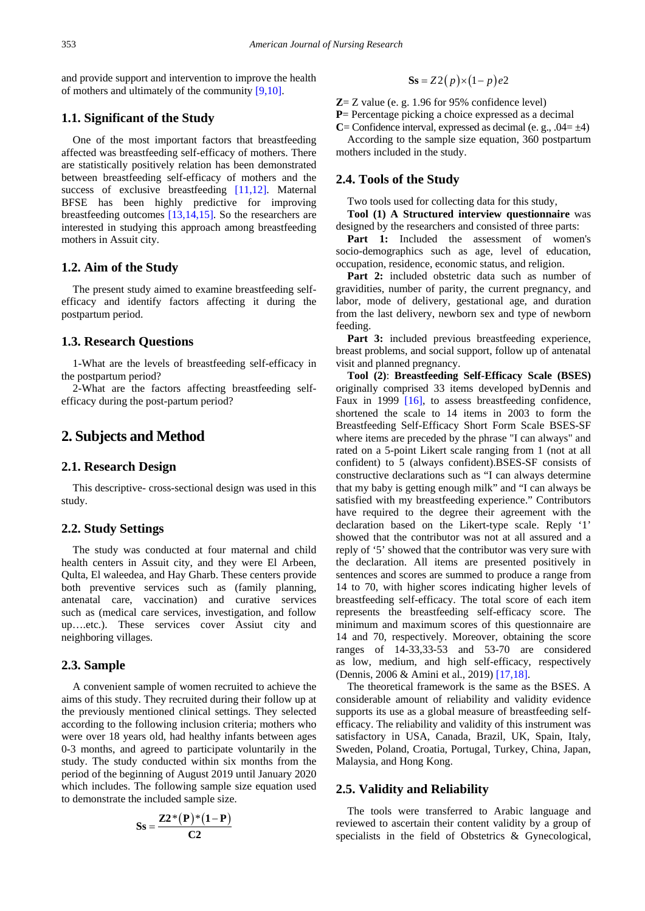and provide support and intervention to improve the health of mothers and ultimately of the community [9,10].

### 1.1. Significant of the Study

One of the most important factors that breastfeeding affected was breastfeeding self-efficacy of mothers. There are statistically positively relation has been demonstrated between breastfeeding self-efficacy of mothers and the success of exclusive breastfeeding [11,12]. Maternal BFSE has been highly predictive for improving breastfeeding outcomes [13,14,15]. So the researchers are interested in studying this approach among breastfeeding mothers in Assuit city.

### 1.2. Aim of the Study

The present study aimed to examine breastfeeding self-efficacy and identify factors affecting it during the postpartum period.

### 1.3. Research Questions

1-What are the levels of breastfeeding self-efficacy in the postpartum period?

2-What are the factors affecting breastfeeding self-efficacy during the post-partum period?

## 2. Subjects and Method

### 2.1. Research Design

This descriptive- cross-sectional design was used in this study.

### 2.2. Study Settings

The study was conducted at four maternal and child health centers in Assuit city, and they were El Arbeen, Qulta, El waleedea, and Hay Gharb. These centers provide both preventive services such as (family planning, antenatal care, vaccination) and curative services such as (medical care services, investigation, and follow up….etc.). These services cover Assiut city and neighboring villages.

### 2.3. Sample

A convenient sample of women recruited to achieve the aims of this study. They recruited during their follow up at the previously mentioned clinical settings. They selected according to the following inclusion criteria; mothers who were over 18 years old, had healthy infants between ages 0-3 months, and agreed to participate voluntarily in the study. The study conducted within six months from the period of the beginning of August 2019 until January 2020 which includes. The following sample size equation used to demonstrate the included sample size.

$$\mathbf{Ss} = \frac{\mathbf{Z2}*(\mathbf{P})*(\mathbf{1}-\mathbf{P})}{\mathbf{C2}}$$

$$\mathbf{Ss} = Z2(p)\times(1-p)e2$$

**Z**= Z value (e. g. 1.96 for 95% confidence level)

**P**= Percentage picking a choice expressed as a decimal

**C**= Confidence interval, expressed as decimal (e. g., .04= ±4)

According to the sample size equation, 360 postpartum mothers included in the study.

### 2.4. Tools of the Study

Two tools used for collecting data for this study,

**Tool (1) A Structured interview questionnaire** was designed by the researchers and consisted of three parts:

**Part 1:** Included the assessment of women's socio-demographics such as age, level of education, occupation, residence, economic status, and religion.

**Part 2:** included obstetric data such as number of gravidities, number of parity, the current pregnancy, and labor, mode of delivery, gestational age, and duration from the last delivery, newborn sex and type of newborn feeding.

**Part 3:** included previous breastfeeding experience, breast problems, and social support, follow up of antenatal visit and planned pregnancy.

**Tool (2)**: **Breastfeeding Self-Efficacy Scale (BSES)** originally comprised 33 items developed byDennis and Faux in 1999 [16], to assess breastfeeding confidence, shortened the scale to 14 items in 2003 to form the Breastfeeding Self-Efficacy Short Form Scale BSES-SF where items are preceded by the phrase "I can always" and rated on a 5-point Likert scale ranging from 1 (not at all confident) to 5 (always confident).BSES-SF consists of constructive declarations such as “I can always determine that my baby is getting enough milk” and “I can always be satisfied with my breastfeeding experience.” Contributors have required to the degree their agreement with the declaration based on the Likert-type scale. Reply ‘1’ showed that the contributor was not at all assured and a reply of ‘5’ showed that the contributor was very sure with the declaration. All items are presented positively in sentences and scores are summed to produce a range from 14 to 70, with higher scores indicating higher levels of breastfeeding self-efficacy. The total score of each item represents the breastfeeding self-efficacy score. The minimum and maximum scores of this questionnaire are 14 and 70, respectively. Moreover, obtaining the score ranges of 14-33,33-53 and 53-70 are considered as low, medium, and high self-efficacy, respectively (Dennis, 2006 & Amini et al., 2019) [17,18].

The theoretical framework is the same as the BSES. A considerable amount of reliability and validity evidence supports its use as a global measure of breastfeeding self-efficacy. The reliability and validity of this instrument was satisfactory in USA, Canada, Brazil, UK, Spain, Italy, Sweden, Poland, Croatia, Portugal, Turkey, China, Japan, Malaysia, and Hong Kong.

### 2.5. Validity and Reliability

The tools were transferred to Arabic language and reviewed to ascertain their content validity by a group of specialists in the field of Obstetrics & Gynecological,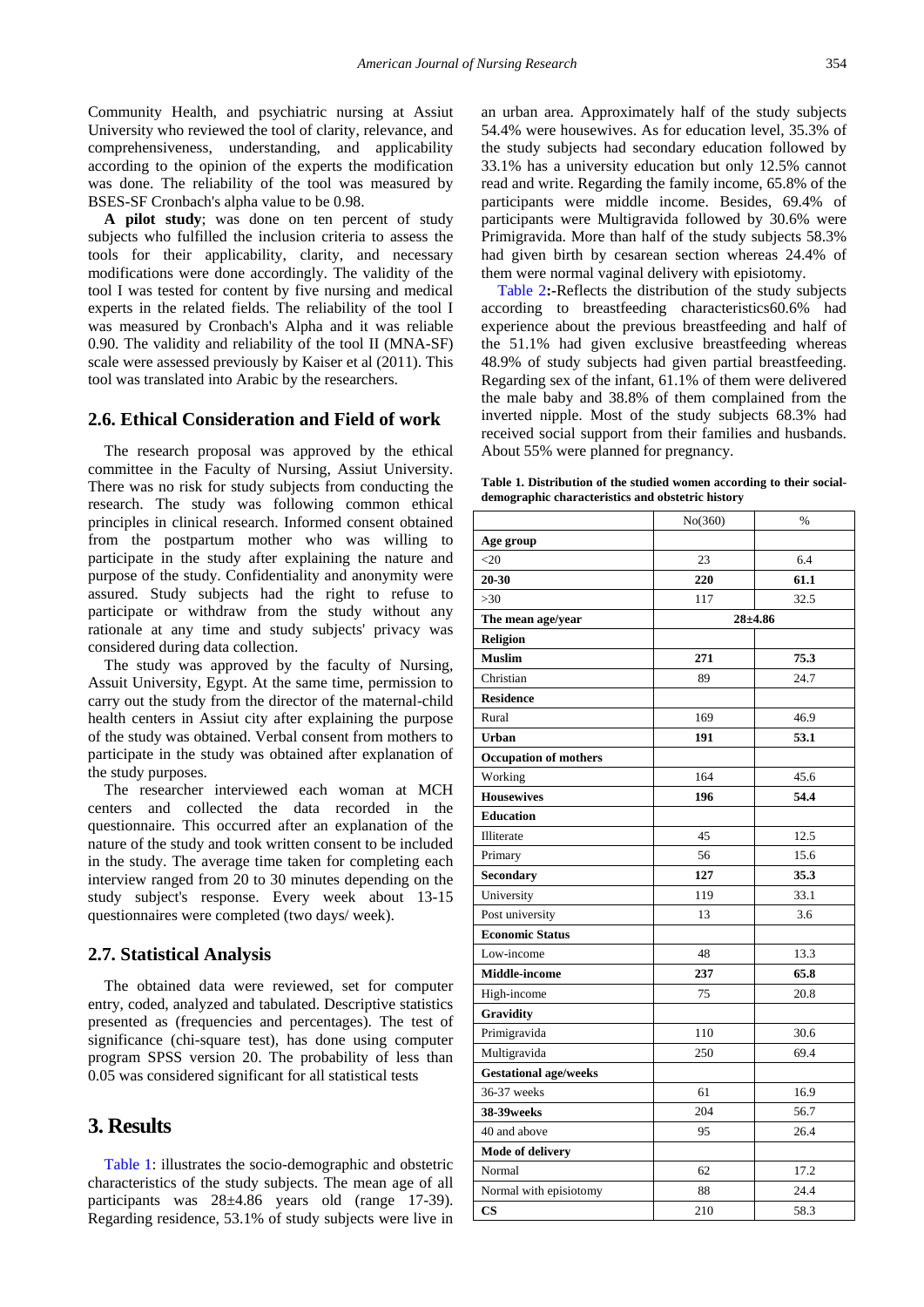Community Health, and psychiatric nursing at Assuit University who reviewed the tool of clarity, relevance, and comprehensiveness, understanding, and applicability according to the opinion of the experts the modification was done. The reliability of the tool was measured by BSES-SF Cronbach's alpha value to be 0.98.

**A pilot study**; was done on ten percent of study subjects who fulfilled the inclusion criteria to assess the tools for their applicability, clarity, and necessary modifications were done accordingly. The validity of the tool I was tested for content by five nursing and medical experts in the related fields. The reliability of the tool I was measured by Cronbach's Alpha and it was reliable 0.90. The validity and reliability of the tool II (MNA-SF) scale were assessed previously by Kaiser et al (2011). This tool was translated into Arabic by the researchers.

## 2.6. Ethical Consideration and Field of work

The research proposal was approved by the ethical committee in the Faculty of Nursing, Assiut University. There was no risk for study subjects from conducting the research. The study was following common ethical principles in clinical research. Informed consent obtained from the postpartum mother who was willing to participate in the study after explaining the nature and purpose of the study. Confidentiality and anonymity were assured. Study subjects had the right to refuse to participate or withdraw from the study without any rationale at any time and study subjects' privacy was considered during data collection.

The study was approved by the faculty of Nursing, Assuit University, Egypt. At the same time, permission to carry out the study from the director of the maternal-child health centers in Assiut city after explaining the purpose of the study was obtained. Verbal consent from mothers to participate in the study was obtained after explanation of the study purposes.

The researcher interviewed each woman at MCH centers and collected the data recorded in the questionnaire. This occurred after an explanation of the nature of the study and took written consent to be included in the study. The average time taken for completing each interview ranged from 20 to 30 minutes depending on the study subject's response. Every week about 13-15 questionnaires were completed (two days/ week).

## 2.7. Statistical Analysis

The obtained data were reviewed, set for computer entry, coded, analyzed and tabulated. Descriptive statistics presented as (frequencies and percentages). The test of significance (chi-square test), has done using computer program SPSS version 20. The probability of less than 0.05 was considered significant for all statistical tests

# 3. Results

Table 1: illustrates the socio-demographic and obstetric characteristics of the study subjects. The mean age of all participants was 28±4.86 years old (range 17-39). Regarding residence, 53.1% of study subjects were live in an urban area. Approximately half of the study subjects 54.4% were housewives. As for education level, 35.3% of the study subjects had secondary education followed by 33.1% has a university education but only 12.5% cannot read and write. Regarding the family income, 65.8% of the participants were middle income. Besides, 69.4% of participants were Multigravida followed by 30.6% were Primigravida. More than half of the study subjects 58.3% had given birth by cesarean section whereas 24.4% of them were normal vaginal delivery with episiotomy.

Table 2**:-**Reflects the distribution of the study subjects according to breastfeeding characteristics60.6% had experience about the previous breastfeeding and half of the 51.1% had given exclusive breastfeeding whereas 48.9% of study subjects had given partial breastfeeding. Regarding sex of the infant, 61.1% of them were delivered the male baby and 38.8% of them complained from the inverted nipple. Most of the study subjects 68.3% had received social support from their families and husbands. About 55% were planned for pregnancy.

**Table 1. Distribution of the studied women according to their social-demographic characteristics and obstetric history**

| | No(360) | % |
|---|---|---|
| **Age group** | | |
| <20 | 23 | 6.4 |
| **20-30** | **220** | **61.1** |
| >30 | 117 | 32.5 |
| **The mean age/year** | **28±4.86** | |
| **Religion** | | |
| **Muslim** | **271** | **75.3** |
| Christian | 89 | 24.7 |
| **Residence** | | |
| Rural | 169 | 46.9 |
| **Urban** | **191** | **53.1** |
| **Occupation of mothers** | | |
| Working | 164 | 45.6 |
| **Housewives** | **196** | **54.4** |
| **Education** | | |
| Illiterate | 45 | 12.5 |
| Primary | 56 | 15.6 |
| **Secondary** | **127** | **35.3** |
| University | 119 | 33.1 |
| Post university | 13 | 3.6 |
| **Economic Status** | | |
| Low-income | 48 | 13.3 |
| **Middle-income** | **237** | **65.8** |
| High-income | 75 | 20.8 |
| **Gravidity** | | |
| Primigravida | 110 | 30.6 |
| Multigravida | 250 | 69.4 |
| **Gestational age/weeks** | | |
| 36-37 weeks | 61 | 16.9 |
| **38-39weeks** | 204 | 56.7 |
| 40 and above | 95 | 26.4 |
| **Mode of delivery** | | |
| Normal | 62 | 17.2 |
| Normal with episiotomy | 88 | 24.4 |
| **CS** | 210 | 58.3 |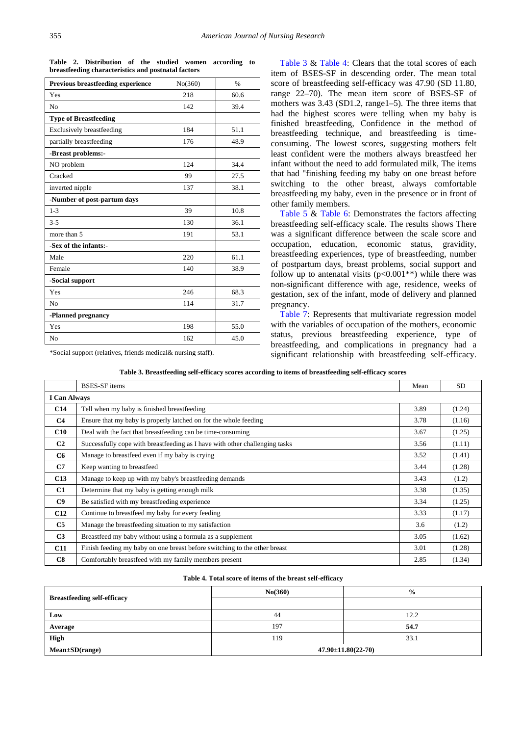**Table 2. Distribution of the studied women according to breastfeeding characteristics and postnatal factors**

| Previous breastfeeding experience | No(360) | % |
|---|---|---|
| Yes | 218 | 60.6 |
| No | 142 | 39.4 |
| **Type of Breastfeeding** | | |
| Exclusively breastfeeding | 184 | 51.1 |
| partially breastfeeding | 176 | 48.9 |
| **-Breast problems:-** | | |
| NO problem | 124 | 34.4 |
| Cracked | 99 | 27.5 |
| inverted nipple | 137 | 38.1 |
| **-Number of post-partum days** | | |
| 1-3 | 39 | 10.8 |
| 3-5 | 130 | 36.1 |
| more than 5 | 191 | 53.1 |
| **-Sex of the infants:-** | | |
| Male | 220 | 61.1 |
| Female | 140 | 38.9 |
| **-Social support** | | |
| Yes | 246 | 68.3 |
| No | 114 | 31.7 |
| **-Planned pregnancy** | | |
| Yes | 198 | 55.0 |
| No | 162 | 45.0 |

*Social support (relatives, friends medical& nursing staff).

Table 3 & Table 4: Clears that the total scores of each item of BSES-SF in descending order. The mean total score of breastfeeding self-efficacy was 47.90 (SD 11.80, range 22–70). The mean item score of BSES-SF of mothers was 3.43 (SD1.2, range1–5). The three items that had the highest scores were telling when my baby is finished breastfeeding, Confidence in the method of breastfeeding technique, and breastfeeding is time-consuming. The lowest scores, suggesting mothers felt least confident were the mothers always breastfeed her infant without the need to add formulated milk, The items that had "finishing feeding my baby on one breast before switching to the other breast, always comfortable breastfeeding my baby, even in the presence or in front of other family members.

Table 5 & Table 6: Demonstrates the factors affecting breastfeeding self-efficacy scale. The results shows There was a significant difference between the scale score and occupation, education, economic status, gravidity, breastfeeding experiences, type of breastfeeding, number of postpartum days, breast problems, social support and follow up to antenatal visits ($p<0.001$**) while there was non-significant difference with age, residence, weeks of gestation, sex of the infant, mode of delivery and planned pregnancy.

Table 7: Represents that multivariate regression model with the variables of occupation of the mothers, economic status, previous breastfeeding experience, type of breastfeeding, and complications in pregnancy had a significant relationship with breastfeeding self-efficacy.

**Table 3. Breastfeeding self-efficacy scores according to items of breastfeeding self-efficacy scores**

| | BSES-SF items | Mean | SD |
|---|---|---|---|
| **I Can Always** | | | |
| **C14** | Tell when my baby is finished breastfeeding | 3.89 | (1.24) |
| **C4** | Ensure that my baby is properly latched on for the whole feeding | 3.78 | (1.16) |
| **C10** | Deal with the fact that breastfeeding can be time-consuming | 3.67 | (1.25) |
| **C2** | Successfully cope with breastfeeding as I have with other challenging tasks | 3.56 | (1.11) |
| **C6** | Manage to breastfeed even if my baby is crying | 3.52 | (1.41) |
| **C7** | Keep wanting to breastfeed | 3.44 | (1.28) |
| **C13** | Manage to keep up with my baby's breastfeeding demands | 3.43 | (1.2) |
| **C1** | Determine that my baby is getting enough milk | 3.38 | (1.35) |
| **C9** | Be satisfied with my breastfeeding experience | 3.34 | (1.25) |
| **C12** | Continue to breastfeed my baby for every feeding | 3.33 | (1.17) |
| **C5** | Manage the breastfeeding situation to my satisfaction | 3.6 | (1.2) |
| **C3** | Breastfeed my baby without using a formula as a supplement | 3.05 | (1.62) |
| **C11** | Finish feeding my baby on one breast before switching to the other breast | 3.01 | (1.28) |
| **C8** | Comfortably breastfeed with my family members present | 2.85 | (1.34) |

**Table 4. Total score of items of the breast self-efficacy**

| Breastfeeding self-efficacy | No(360) | % |
|---|---|---|
| **Low** | 44 | 12.2 |
| **Average** | 197 | **54.7** |
| **High** | 119 | 33.1 |
| **Mean±SD(range)** | **47.90±11.80(22-70)** | |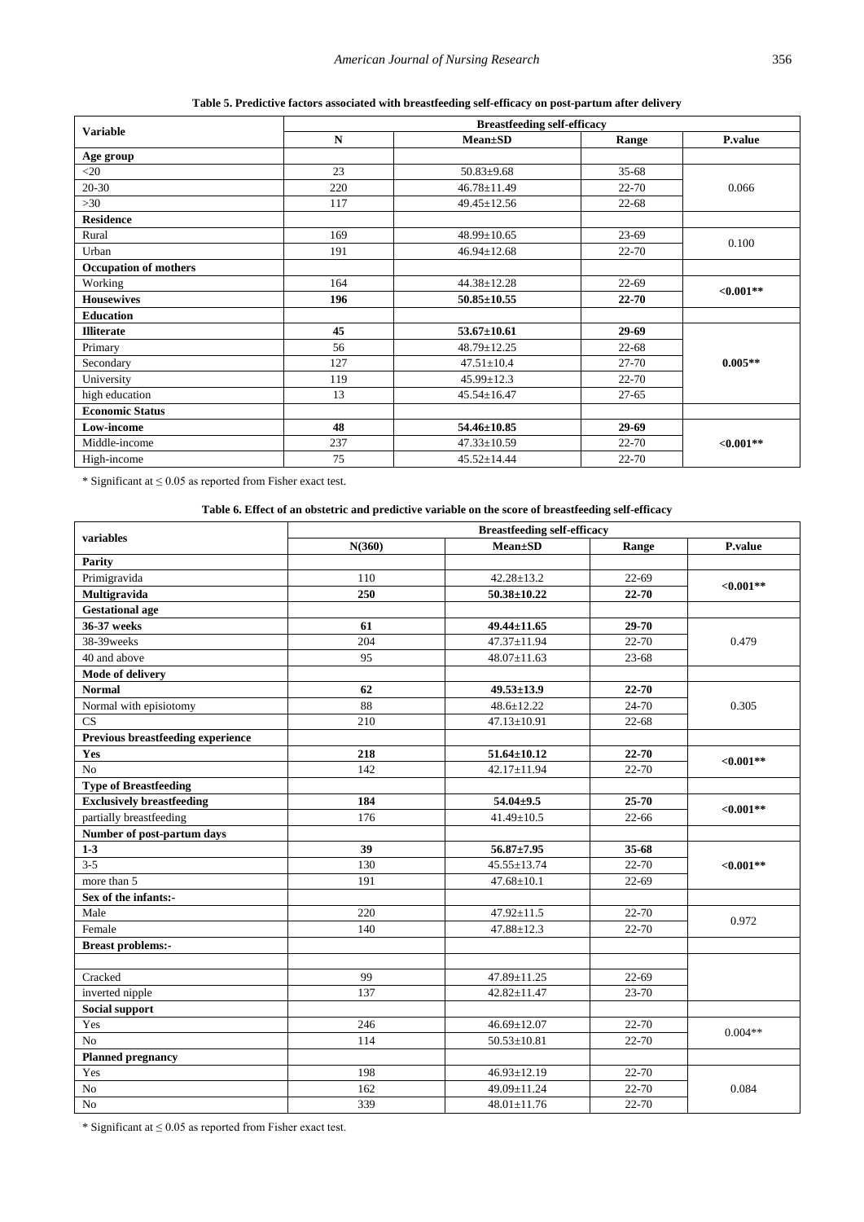**Table 5. Predictive factors associated with breastfeeding self-efficacy on post-partum after delivery**

| Variable | Breastfeeding self-efficacy | | | |
|---|---|---|---|---|
| | N | Mean±SD | Range | P.value |
| **Age group** | | | | |
| <20 | 23 | 50.83±9.68 | 35-68 | 0.066 |
| 20-30 | 220 | 46.78±11.49 | 22-70 | |
| >30 | 117 | 49.45±12.56 | 22-68 | |
| **Residence** | | | | |
| Rural | 169 | 48.99±10.65 | 23-69 | 0.100 |
| Urban | 191 | 46.94±12.68 | 22-70 | |
| **Occupation of mothers** | | | | |
| Working | 164 | 44.38±12.28 | 22-69 | **<0.001\*\*** |
| **Housewives** | **196** | **50.85±10.55** | **22-70** | |
| **Education** | | | | |
| **Illiterate** | **45** | **53.67±10.61** | **29-69** | **0.005\*\*** |
| Primary | 56 | 48.79±12.25 | 22-68 | |
| Secondary | 127 | 47.51±10.4 | 27-70 | |
| University | 119 | 45.99±12.3 | 22-70 | |
| high education | 13 | 45.54±16.47 | 27-65 | |
| **Economic Status** | | | | |
| **Low-income** | **48** | **54.46±10.85** | **29-69** | **<0.001\*\*** |
| Middle-income | 237 | 47.33±10.59 | 22-70 | |
| High-income | 75 | 45.52±14.44 | 22-70 | |

\* Significant at ≤ 0.05 as reported from Fisher exact test.

**Table 6. Effect of an obstetric and predictive variable on the score of breastfeeding self-efficacy**

| variables | Breastfeeding self-efficacy | | | |
|---|---|---|---|---|
| | N(360) | Mean±SD | Range | P.value |
| **Parity** | | | | |
| Primigravida | 110 | 42.28±13.2 | 22-69 | **<0.001\*\*** |
| **Multigravida** | **250** | **50.38±10.22** | **22-70** | |
| **Gestational age** | | | | |
| **36-37 weeks** | **61** | **49.44±11.65** | **29-70** | 0.479 |
| 38-39weeks | 204 | 47.37±11.94 | 22-70 | |
| 40 and above | 95 | 48.07±11.63 | 23-68 | |
| **Mode of delivery** | | | | |
| **Normal** | **62** | **49.53±13.9** | **22-70** | 0.305 |
| Normal with episiotomy | 88 | 48.6±12.22 | 24-70 | |
| CS | 210 | 47.13±10.91 | 22-68 | |
| **Previous breastfeeding experience** | | | | |
| **Yes** | **218** | **51.64±10.12** | **22-70** | **<0.001\*\*** |
| No | 142 | 42.17±11.94 | 22-70 | |
| **Type of Breastfeeding** | | | | |
| **Exclusively breastfeeding** | **184** | **54.04±9.5** | **25-70** | **<0.001\*\*** |
| partially breastfeeding | 176 | 41.49±10.5 | 22-66 | |
| **Number of post-partum days** | | | | |
| **1-3** | **39** | **56.87±7.95** | **35-68** | **<0.001\*\*** |
| 3-5 | 130 | 45.55±13.74 | 22-70 | |
| more than 5 | 191 | 47.68±10.1 | 22-69 | |
| **Sex of the infants:-** | | | | |
| Male | 220 | 47.92±11.5 | 22-70 | 0.972 |
| Female | 140 | 47.88±12.3 | 22-70 | |
| **Breast problems:-** | | | | |
| | | | | |
| Cracked | 99 | 47.89±11.25 | 22-69 | |
| inverted nipple | 137 | 42.82±11.47 | 23-70 | |
| **Social support** | | | | |
| Yes | 246 | 46.69±12.07 | 22-70 | 0.004\*\* |
| No | 114 | 50.53±10.81 | 22-70 | |
| **Planned pregnancy** | | | | |
| Yes | 198 | 46.93±12.19 | 22-70 | 0.084 |
| No | 162 | 49.09±11.24 | 22-70 | |
| No | 339 | 48.01±11.76 | 22-70 | |

\* Significant at ≤ 0.05 as reported from Fisher exact test.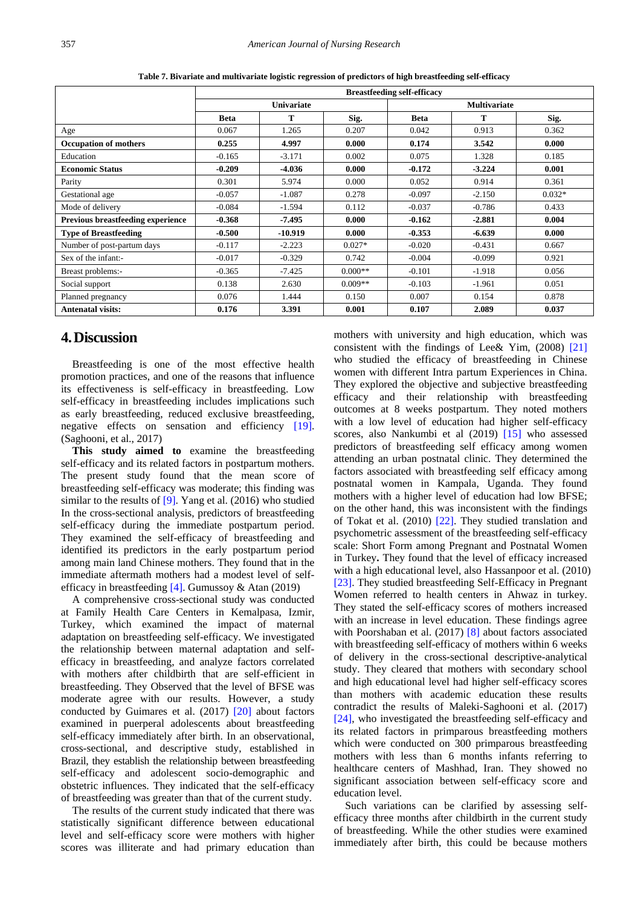**Table 7. Bivariate and multivariate logistic regression of predictors of high breastfeeding self-efficacy**

| | Breastfeeding self-efficacy | | | | | |
|---|---|---|---|---|---|---|
| | Univariate | | | Multivariate | | |
| | Beta | T | Sig. | Beta | T | Sig. |
| Age | 0.067 | 1.265 | 0.207 | 0.042 | 0.913 | 0.362 |
| **Occupation of mothers** | **0.255** | **4.997** | **0.000** | **0.174** | **3.542** | **0.000** |
| Education | -0.165 | -3.171 | 0.002 | 0.075 | 1.328 | 0.185 |
| **Economic Status** | **-0.209** | **-4.036** | **0.000** | **-0.172** | **-3.224** | **0.001** |
| Parity | 0.301 | 5.974 | 0.000 | 0.052 | 0.914 | 0.361 |
| Gestational age | -0.057 | -1.087 | 0.278 | -0.097 | -2.150 | 0.032* |
| Mode of delivery | -0.084 | -1.594 | 0.112 | -0.037 | -0.786 | 0.433 |
| **Previous breastfeeding experience** | **-0.368** | **-7.495** | **0.000** | **-0.162** | **-2.881** | **0.004** |
| **Type of Breastfeeding** | **-0.500** | **-10.919** | **0.000** | **-0.353** | **-6.639** | **0.000** |
| Number of post-partum days | -0.117 | -2.223 | 0.027* | -0.020 | -0.431 | 0.667 |
| Sex of the infant:- | -0.017 | -0.329 | 0.742 | -0.004 | -0.099 | 0.921 |
| Breast problems:- | -0.365 | -7.425 | 0.000** | -0.101 | -1.918 | 0.056 |
| Social support | 0.138 | 2.630 | 0.009** | -0.103 | -1.961 | 0.051 |
| Planned pregnancy | 0.076 | 1.444 | 0.150 | 0.007 | 0.154 | 0.878 |
| **Antenatal visits:** | **0.176** | **3.391** | **0.001** | **0.107** | **2.089** | **0.037** |

# 4. Discussion

Breastfeeding is one of the most effective health promotion practices, and one of the reasons that influence its effectiveness is self-efficacy in breastfeeding. Low self-efficacy in breastfeeding includes implications such as early breastfeeding, reduced exclusive breastfeeding, negative effects on sensation and efficiency [19]. (Saghooni, et al., 2017)

**This study aimed to** examine the breastfeeding self-efficacy and its related factors in postpartum mothers. The present study found that the mean score of breastfeeding self-efficacy was moderate; this finding was similar to the results of [9]. Yang et al. (2016) who studied In the cross-sectional analysis, predictors of breastfeeding self-efficacy during the immediate postpartum period. They examined the self-efficacy of breastfeeding and identified its predictors in the early postpartum period among main land Chinese mothers. They found that in the immediate aftermath mothers had a modest level of self-efficacy in breastfeeding [4]. Gumussoy & Atan (2019)

A comprehensive cross-sectional study was conducted at Family Health Care Centers in Kemalpasa, Izmir, Turkey, which examined the impact of maternal adaptation on breastfeeding self-efficacy. We investigated the relationship between maternal adaptation and self-efficacy in breastfeeding, and analyze factors correlated with mothers after childbirth that are self-efficient in breastfeeding. They Observed that the level of BFSE was moderate agree with our results. However, a study conducted by Guimares et al. (2017) [20] about factors examined in puerperal adolescents about breastfeeding self-efficacy immediately after birth. In an observational, cross-sectional, and descriptive study, established in Brazil, they establish the relationship between breastfeeding self-efficacy and adolescent socio-demographic and obstetric influences. They indicated that the self-efficacy of breastfeeding was greater than that of the current study.

The results of the current study indicated that there was statistically significant difference between educational level and self-efficacy score were mothers with higher scores was illiterate and had primary education than mothers with university and high education, which was consistent with the findings of Lee& Yim, (2008) [21] who studied the efficacy of breastfeeding in Chinese women with different Intra partum Experiences in China. They explored the objective and subjective breastfeeding efficacy and their relationship with breastfeeding outcomes at 8 weeks postpartum. They noted mothers with a low level of education had higher self-efficacy scores, also Nankumbi et al (2019) [15] who assessed predictors of breastfeeding self efficacy among women attending an urban postnatal clinic. They determined the factors associated with breastfeeding self efficacy among postnatal women in Kampala, Uganda. They found mothers with a higher level of education had low BFSE; on the other hand, this was inconsistent with the findings of Tokat et al. (2010) [22]. They studied translation and psychometric assessment of the breastfeeding self-efficacy scale: Short Form among Pregnant and Postnatal Women in Turkey**.** They found that the level of efficacy increased with a high educational level, also Hassanpoor et al. (2010) [23]. They studied breastfeeding Self-Efficacy in Pregnant Women referred to health centers in Ahwaz in turkey. They stated the self-efficacy scores of mothers increased with an increase in level education. These findings agree with Poorshaban et al. (2017) [8] about factors associated with breastfeeding self-efficacy of mothers within 6 weeks of delivery in the cross-sectional descriptive-analytical study. They cleared that mothers with secondary school and high educational level had higher self-efficacy scores than mothers with academic education these results contradict the results of Maleki-Saghooni et al. (2017) [24], who investigated the breastfeeding self-efficacy and its related factors in primparous breastfeeding mothers which were conducted on 300 primparous breastfeeding mothers with less than 6 months infants referring to healthcare centers of Mashhad, Iran. They showed no significant association between self-efficacy score and education level.

Such variations can be clarified by assessing self-efficacy three months after childbirth in the current study of breastfeeding. While the other studies were examined immediately after birth, this could be because mothers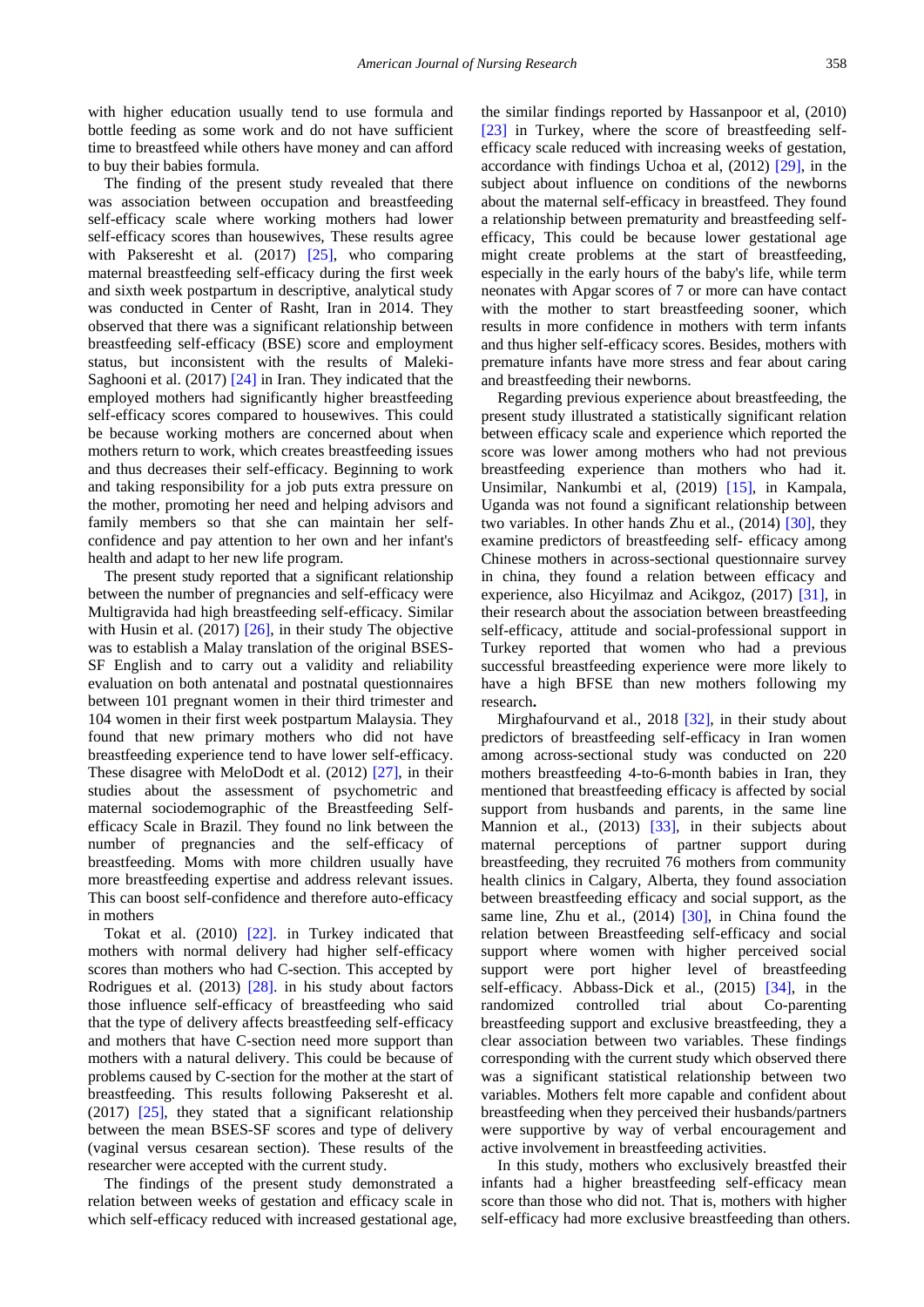with higher education usually tend to use formula and bottle feeding as some work and do not have sufficient time to breastfeed while others have money and can afford to buy their babies formula.

The finding of the present study revealed that there was association between occupation and breastfeeding self-efficacy scale where working mothers had lower self-efficacy scores than housewives, These results agree with Pakseresht et al. (2017) [25], who comparing maternal breastfeeding self-efficacy during the first week and sixth week postpartum in descriptive, analytical study was conducted in Center of Rasht, Iran in 2014. They observed that there was a significant relationship between breastfeeding self-efficacy (BSE) score and employment status, but inconsistent with the results of Maleki-Saghooni et al. (2017) [24] in Iran. They indicated that the employed mothers had significantly higher breastfeeding self-efficacy scores compared to housewives. This could be because working mothers are concerned about when mothers return to work, which creates breastfeeding issues and thus decreases their self-efficacy. Beginning to work and taking responsibility for a job puts extra pressure on the mother, promoting her need and helping advisors and family members so that she can maintain her self-confidence and pay attention to her own and her infant's health and adapt to her new life program.

The present study reported that a significant relationship between the number of pregnancies and self-efficacy were Multigravida had high breastfeeding self-efficacy. Similar with Husin et al. (2017) [26], in their study The objective was to establish a Malay translation of the original BSES-SF English and to carry out a validity and reliability evaluation on both antenatal and postnatal questionnaires between 101 pregnant women in their third trimester and 104 women in their first week postpartum Malaysia. They found that new primary mothers who did not have breastfeeding experience tend to have lower self-efficacy. These disagree with MeloDodt et al. (2012) [27], in their studies about the assessment of psychometric and maternal sociodemographic of the Breastfeeding Self-efficacy Scale in Brazil. They found no link between the number of pregnancies and the self-efficacy of breastfeeding. Moms with more children usually have more breastfeeding expertise and address relevant issues. This can boost self-confidence and therefore auto-efficacy in mothers

Tokat et al. (2010) [22]. in Turkey indicated that mothers with normal delivery had higher self-efficacy scores than mothers who had C-section. This accepted by Rodrigues et al. (2013) [28]. in his study about factors those influence self-efficacy of breastfeeding who said that the type of delivery affects breastfeeding self-efficacy and mothers that have C-section need more support than mothers with a natural delivery. This could be because of problems caused by C-section for the mother at the start of breastfeeding. This results following Pakseresht et al. (2017) [25], they stated that a significant relationship between the mean BSES-SF scores and type of delivery (vaginal versus cesarean section). These results of the researcher were accepted with the current study.

The findings of the present study demonstrated a relation between weeks of gestation and efficacy scale in which self-efficacy reduced with increased gestational age, the similar findings reported by Hassanpoor et al, (2010) [23] in Turkey, where the score of breastfeeding self-efficacy scale reduced with increasing weeks of gestation, accordance with findings Uchoa et al, (2012) [29], in the subject about influence on conditions of the newborns about the maternal self-efficacy in breastfeed. They found a relationship between prematurity and breastfeeding self-efficacy, This could be because lower gestational age might create problems at the start of breastfeeding, especially in the early hours of the baby's life, while term neonates with Apgar scores of 7 or more can have contact with the mother to start breastfeeding sooner, which results in more confidence in mothers with term infants and thus higher self-efficacy scores. Besides, mothers with premature infants have more stress and fear about caring and breastfeeding their newborns.

Regarding previous experience about breastfeeding, the present study illustrated a statistically significant relation between efficacy scale and experience which reported the score was lower among mothers who had not previous breastfeeding experience than mothers who had it. Unsimilar, Nankumbi et al, (2019) [15], in Kampala, Uganda was not found a significant relationship between two variables. In other hands Zhu et al., (2014) [30], they examine predictors of breastfeeding self- efficacy among Chinese mothers in across-sectional questionnaire survey in china, they found a relation between efficacy and experience, also Hicyilmaz and Acikgoz, (2017) [31], in their research about the association between breastfeeding self-efficacy, attitude and social-professional support in Turkey reported that women who had a previous successful breastfeeding experience were more likely to have a high BFSE than new mothers following my research**.**

Mirghafourvand et al., 2018 [32], in their study about predictors of breastfeeding self-efficacy in Iran women among across-sectional study was conducted on 220 mothers breastfeeding 4-to-6-month babies in Iran, they mentioned that breastfeeding efficacy is affected by social support from husbands and parents, in the same line Mannion et al., (2013) [33], in their subjects about maternal perceptions of partner support during breastfeeding, they recruited 76 mothers from community health clinics in Calgary, Alberta, they found association between breastfeeding efficacy and social support, as the same line, Zhu et al., (2014) [30], in China found the relation between Breastfeeding self-efficacy and social support where women with higher perceived social support were port higher level of breastfeeding self-efficacy. Abbass-Dick et al., (2015) [34], in the randomized controlled trial about Co-parenting breastfeeding support and exclusive breastfeeding, they a clear association between two variables. These findings corresponding with the current study which observed there was a significant statistical relationship between two variables. Mothers felt more capable and confident about breastfeeding when they perceived their husbands/partners were supportive by way of verbal encouragement and active involvement in breastfeeding activities.

In this study, mothers who exclusively breastfed their infants had a higher breastfeeding self-efficacy mean score than those who did not. That is, mothers with higher self-efficacy had more exclusive breastfeeding than others.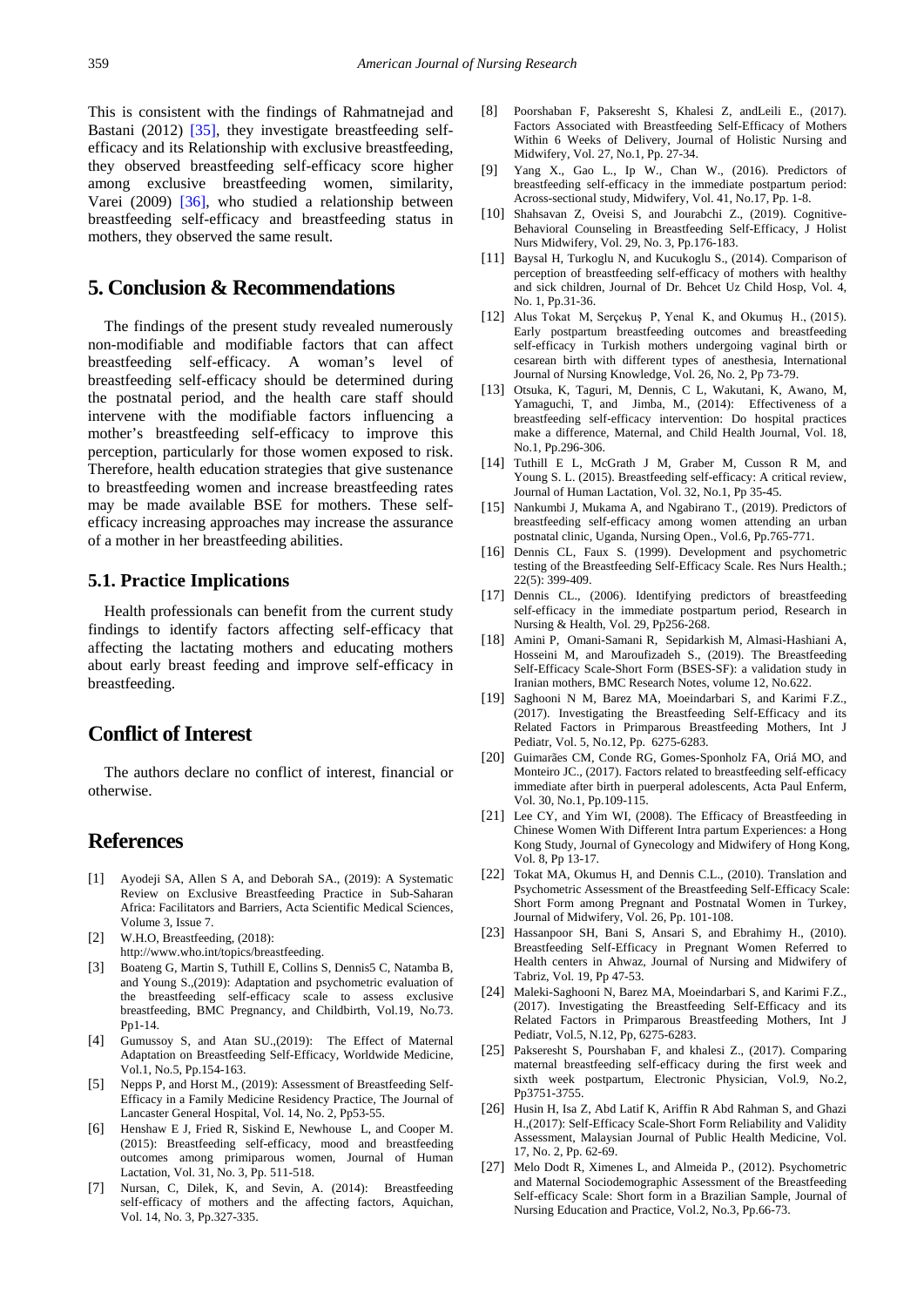This is consistent with the findings of Rahmatnejad and Bastani (2012) [35], they investigate breastfeeding self-efficacy and its Relationship with exclusive breastfeeding, they observed breastfeeding self-efficacy score higher among exclusive breastfeeding women, similarity, Varei (2009) [36], who studied a relationship between breastfeeding self-efficacy and breastfeeding status in mothers, they observed the same result.

# 5. Conclusion & Recommendations

The findings of the present study revealed numerously non-modifiable and modifiable factors that can affect breastfeeding self-efficacy. A woman's level of breastfeeding self-efficacy should be determined during the postnatal period, and the health care staff should intervene with the modifiable factors influencing a mother's breastfeeding self-efficacy to improve this perception, particularly for those women exposed to risk. Therefore, health education strategies that give sustenance to breastfeeding women and increase breastfeeding rates may be made available BSE for mothers. These self-efficacy increasing approaches may increase the assurance of a mother in her breastfeeding abilities.

## 5.1. Practice Implications

Health professionals can benefit from the current study findings to identify factors affecting self-efficacy that affecting the lactating mothers and educating mothers about early breast feeding and improve self-efficacy in breastfeeding.

# Conflict of Interest

The authors declare no conflict of interest, financial or otherwise.

# References

[1] Ayodeji SA, Allen S A, and Deborah SA., (2019): A Systematic Review on Exclusive Breastfeeding Practice in Sub-Saharan Africa: Facilitators and Barriers, Acta Scientific Medical Sciences, Volume 3, Issue 7.

[2] W.H.O, Breastfeeding, (2018): http://www.who.int/topics/breastfeeding.

[3] Boateng G, Martin S, Tuthill E, Collins S, Dennis5 C, Natamba B, and Young S.,(2019): Adaptation and psychometric evaluation of the breastfeeding self-efficacy scale to assess exclusive breastfeeding, BMC Pregnancy, and Childbirth, Vol.19, No.73. Pp1-14.

[4] Gumussoy S, and Atan SU.,(2019): The Effect of Maternal Adaptation on Breastfeeding Self-Efficacy, Worldwide Medicine, Vol.1, No.5, Pp.154-163.

[5] Nepps P, and Horst M., (2019): Assessment of Breastfeeding Self-Efficacy in a Family Medicine Residency Practice, The Journal of Lancaster General Hospital, Vol. 14, No. 2, Pp53-55.

[6] Henshaw E J, Fried R, Siskind E, Newhouse L, and Cooper M. (2015): Breastfeeding self-efficacy, mood and breastfeeding outcomes among primiparous women, Journal of Human Lactation, Vol. 31, No. 3, Pp. 511-518.

[7] Nursan, C, Dilek, K, and Sevin, A. (2014): Breastfeeding self-efficacy of mothers and the affecting factors, Aquichan, Vol. 14, No. 3, Pp.327-335.

[8] Poorshaban F, Pakseresht S, Khalesi Z, andLeili E., (2017). Factors Associated with Breastfeeding Self-Efficacy of Mothers Within 6 Weeks of Delivery, Journal of Holistic Nursing and Midwifery, Vol. 27, No.1, Pp. 27-34.

[9] Yang X., Gao L., Ip W., Chan W., (2016). Predictors of breastfeeding self-efficacy in the immediate postpartum period: Across-sectional study, Midwifery, Vol. 41, No.17, Pp. 1-8.

[10] Shahsavan Z, Oveisi S, and Jourabchi Z., (2019). Cognitive-Behavioral Counseling in Breastfeeding Self-Efficacy, J Holist Nurs Midwifery, Vol. 29, No. 3, Pp.176-183.

[11] Baysal H, Turkoglu N, and Kucukoglu S., (2014). Comparison of perception of breastfeeding self-efficacy of mothers with healthy and sick children, Journal of Dr. Behcet Uz Child Hosp, Vol. 4, No. 1, Pp.31-36.

[12] Alus Tokat M, Serçekuş P, Yenal K, and Okumuş H., (2015). Early postpartum breastfeeding outcomes and breastfeeding self-efficacy in Turkish mothers undergoing vaginal birth or cesarean birth with different types of anesthesia, International Journal of Nursing Knowledge, Vol. 26, No. 2, Pp 73-79.

[13] Otsuka, K, Taguri, M, Dennis, C L, Wakutani, K, Awano, M, Yamaguchi, T, and Jimba, M., (2014): Effectiveness of a breastfeeding self-efficacy intervention: Do hospital practices make a difference, Maternal, and Child Health Journal, Vol. 18, No.1, Pp.296-306.

[14] Tuthill E L, McGrath J M, Graber M, Cusson R M, and Young S. L. (2015). Breastfeeding self-efficacy: A critical review, Journal of Human Lactation, Vol. 32, No.1, Pp 35-45.

[15] Nankumbi J, Mukama A, and Ngabirano T., (2019). Predictors of breastfeeding self-efficacy among women attending an urban postnatal clinic, Uganda, Nursing Open., Vol.6, Pp.765-771.

[16] Dennis CL, Faux S. (1999). Development and psychometric testing of the Breastfeeding Self-Efficacy Scale. Res Nurs Health.; 22(5): 399-409.

[17] Dennis CL., (2006). Identifying predictors of breastfeeding self-efficacy in the immediate postpartum period, Research in Nursing & Health, Vol. 29, Pp256-268.

[18] Amini P, Omani-Samani R, Sepidarkish M, Almasi-Hashiani A, Hosseini M, and Maroufizadeh S., (2019). The Breastfeeding Self-Efficacy Scale-Short Form (BSES-SF): a validation study in Iranian mothers, BMC Research Notes, volume 12, No.622.

[19] Saghooni N M, Barez MA, Moeindarbari S, and Karimi F.Z., (2017). Investigating the Breastfeeding Self-Efficacy and its Related Factors in Primparous Breastfeeding Mothers, Int J Pediatr, Vol. 5, No.12, Pp. 6275-6283.

[20] Guimarães CM, Conde RG, Gomes-Sponholz FA, Oriá MO, and Monteiro JC., (2017). Factors related to breastfeeding self-efficacy immediate after birth in puerperal adolescents, Acta Paul Enferm, Vol. 30, No.1, Pp.109-115.

[21] Lee CY, and Yim WI, (2008). The Efficacy of Breastfeeding in Chinese Women With Different Intra partum Experiences: a Hong Kong Study, Journal of Gynecology and Midwifery of Hong Kong, Vol. 8, Pp 13-17.

[22] Tokat MA, Okumus H, and Dennis C.L., (2010). Translation and Psychometric Assessment of the Breastfeeding Self-Efficacy Scale: Short Form among Pregnant and Postnatal Women in Turkey, Journal of Midwifery, Vol. 26, Pp. 101-108.

[23] Hassanpoor SH, Bani S, Ansari S, and Ebrahimy H., (2010). Breastfeeding Self-Efficacy in Pregnant Women Referred to Health centers in Ahwaz, Journal of Nursing and Midwifery of Tabriz, Vol. 19, Pp 47-53.

[24] Maleki-Saghooni N, Barez MA, Moeindarbari S, and Karimi F.Z., (2017). Investigating the Breastfeeding Self-Efficacy and its Related Factors in Primparous Breastfeeding Mothers, Int J Pediatr, Vol.5, N.12, Pp, 6275-6283.

[25] Pakseresht S, Pourshaban F, and khalesi Z., (2017). Comparing maternal breastfeeding self-efficacy during the first week and sixth week postpartum, Electronic Physician, Vol.9, No.2, Pp3751-3755.

[26] Husin H, Isa Z, Abd Latif K, Ariffin R Abd Rahman S, and Ghazi H.,(2017): Self-Efficacy Scale-Short Form Reliability and Validity Assessment, Malaysian Journal of Public Health Medicine, Vol. 17, No. 2, Pp. 62-69.

[27] Melo Dodt R, Ximenes L, and Almeida P., (2012). Psychometric and Maternal Sociodemographic Assessment of the Breastfeeding Self-efficacy Scale: Short form in a Brazilian Sample, Journal of Nursing Education and Practice, Vol.2, No.3, Pp.66-73.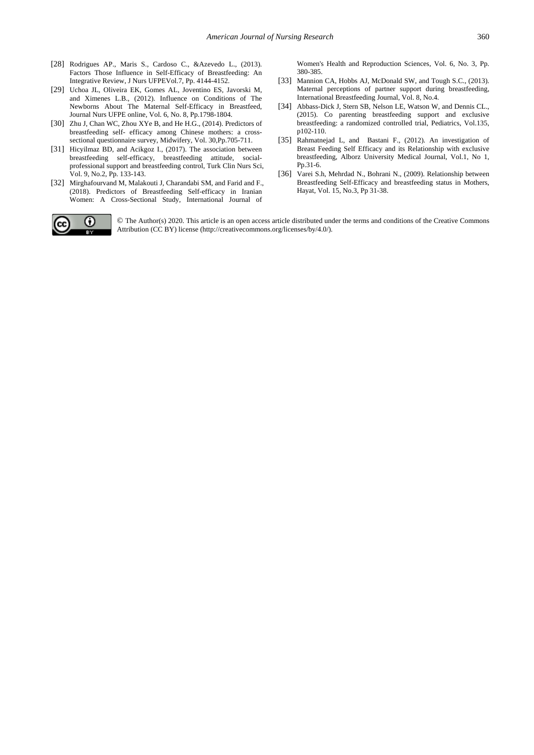[28] Rodrigues AP., Maris S., Cardoso C., &Azevedo L., (2013). Factors Those Influence in Self-Efficacy of Breastfeeding: An Integrative Review, J Nurs UFPEVol.7, Pp. 4144-4152.

[29] Uchoa JL, Oliveira EK, Gomes AL, Joventino ES, Javorski M, and Ximenes L.B., (2012). Influence on Conditions of The Newborns About The Maternal Self-Efficacy in Breastfeed, Journal Nurs UFPE online, Vol. 6, No. 8, Pp.1798-1804.

[30] Zhu J, Chan WC, Zhou XYe B, and He H.G., (2014). Predictors of breastfeeding self- efficacy among Chinese mothers: a cross-sectional questionnaire survey, Midwifery, Vol. 30,Pp.705-711.

[31] Hicyilmaz BD, and Acikgoz I., (2017). The association between breastfeeding self-efficacy, breastfeeding attitude, social-professional support and breastfeeding control, Turk Clin Nurs Sci, Vol. 9, No.2, Pp. 133-143.

[32] Mirghafourvand M, Malakouti J, Charandabi SM, and Farid and F., (2018). Predictors of Breastfeeding Self-efficacy in Iranian Women: A Cross-Sectional Study, International Journal of Women's Health and Reproduction Sciences, Vol. 6, No. 3, Pp. 380-385.

[33] Mannion CA, Hobbs AJ, McDonald SW, and Tough S.C., (2013). Maternal perceptions of partner support during breastfeeding, International Breastfeeding Journal, Vol. 8, No.4.

[34] Abbass-Dick J, Stern SB, Nelson LE, Watson W, and Dennis CL., (2015). Co parenting breastfeeding support and exclusive breastfeeding: a randomized controlled trial, Pediatrics, Vol.135, p102-110.

[35] Rahmatnejad L, and Bastani F., (2012). An investigation of Breast Feeding Self Efficacy and its Relationship with exclusive breastfeeding, Alborz University Medical Journal, Vol.1, No 1, Pp.31-6.

[36] Varei S.h, Mehrdad N., Bohrani N., (2009). Relationship between Breastfeeding Self-Efficacy and breastfeeding status in Mothers, Hayat, Vol. 15, No.3, Pp 31-38.

© The Author(s) 2020. This article is an open access article distributed under the terms and conditions of the Creative Commons Attribution (CC BY) license (http://creativecommons.org/licenses/by/4.0/).